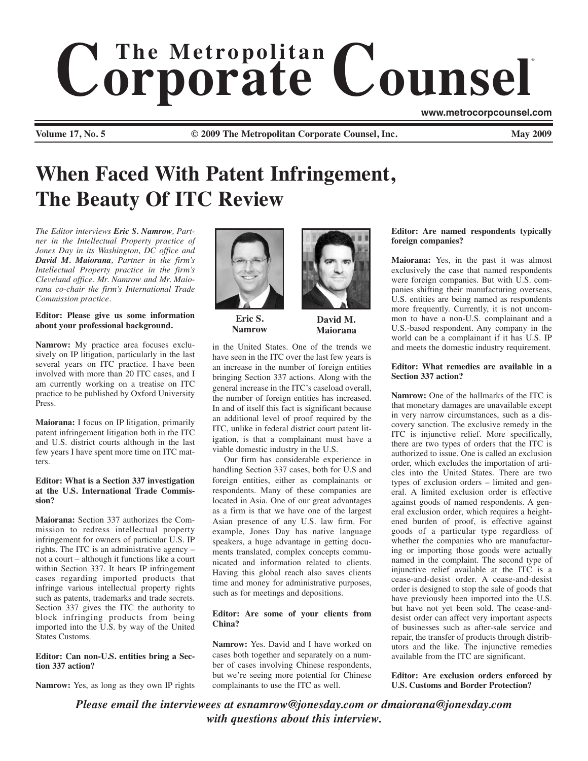# The Metropolitan Corporate Counsel®

www.metrocorpcounsel.com

**Volume 17, No. 5** **© 2009 The Metropolitan Corporate Counsel, Inc.** **May 2009**

# When Faced With Patent Infringement, The Beauty Of ITC Review

*The Editor interviews **Eric S. Namrow**, Partner in the Intellectual Property practice of Jones Day in its Washington, DC office and **David M. Maiorana**, Partner in the firm's Intellectual Property practice in the firm's Cleveland office. Mr. Namrow and Mr. Maiorana co-chair the firm's International Trade Commission practice.*

**Eric S. Namrow**

**David M. Maiorana**

**Editor: Please give us some information about your professional background.**

**Namrow:** My practice area focuses exclusively on IP litigation, particularly in the last several years on ITC practice. I have been involved with more than 20 ITC cases, and I am currently working on a treatise on ITC practice to be published by Oxford University Press.

**Maiorana:** I focus on IP litigation, primarily patent infringement litigation both in the ITC and U.S. district courts although in the last few years I have spent more time on ITC matters.

**Editor: What is a Section 337 investigation at the U.S. International Trade Commission?**

**Maiorana:** Section 337 authorizes the Commission to redress intellectual property infringement for owners of particular U.S. IP rights. The ITC is an administrative agency – not a court – although it functions like a court within Section 337. It hears IP infringement cases regarding imported products that infringe various intellectual property rights such as patents, trademarks and trade secrets. Section 337 gives the ITC the authority to block infringing products from being imported into the U.S. by way of the United States Customs.

**Editor: Can non-U.S. entities bring a Section 337 action?**

**Namrow:** Yes, as long as they own IP rights in the United States. One of the trends we have seen in the ITC over the last few years is an increase in the number of foreign entities bringing Section 337 actions. Along with the general increase in the ITC's caseload overall, the number of foreign entities has increased. In and of itself this fact is significant because an additional level of proof required by the ITC, unlike in federal district court patent litigation, is that a complainant must have a viable domestic industry in the U.S.

Our firm has considerable experience in handling Section 337 cases, both for U.S and foreign entities, either as complainants or respondents. Many of these companies are located in Asia. One of our great advantages as a firm is that we have one of the largest Asian presence of any U.S. law firm. For example, Jones Day has native language speakers, a huge advantage in getting documents translated, complex concepts communicated and information related to clients. Having this global reach also saves clients time and money for administrative purposes, such as for meetings and depositions.

**Editor: Are some of your clients from China?**

**Namrow:** Yes. David and I have worked on cases both together and separately on a number of cases involving Chinese respondents, but we're seeing more potential for Chinese complainants to use the ITC as well.

**Editor: Are named respondents typically foreign companies?**

**Maiorana:** Yes, in the past it was almost exclusively the case that named respondents were foreign companies. But with U.S. companies shifting their manufacturing overseas, U.S. entities are being named as respondents more frequently. Currently, it is not uncommon to have a non-U.S. complainant and a U.S.-based respondent. Any company in the world can be a complainant if it has U.S. IP and meets the domestic industry requirement.

**Editor: What remedies are available in a Section 337 action?**

**Namrow:** One of the hallmarks of the ITC is that monetary damages are unavailable except in very narrow circumstances, such as a discovery sanction. The exclusive remedy in the ITC is injunctive relief. More specifically, there are two types of orders that the ITC is authorized to issue. One is called an exclusion order, which excludes the importation of articles into the United States. There are two types of exclusion orders – limited and general. A limited exclusion order is effective against goods of named respondents. A general exclusion order, which requires a heightened burden of proof, is effective against goods of a particular type regardless of whether the companies who are manufacturing or importing those goods were actually named in the complaint. The second type of injunctive relief available at the ITC is a cease-and-desist order. A cease-and-desist order is designed to stop the sale of goods that have previously been imported into the U.S. but have not yet been sold. The cease-and-desist order can affect very important aspects of businesses such as after-sale service and repair, the transfer of products through distributors and the like. The injunctive remedies available from the ITC are significant.

**Editor: Are exclusion orders enforced by U.S. Customs and Border Protection?**

***Please email the interviewees at esnamrow@jonesday.com or dmaiorana@jonesday.com with questions about this interview.***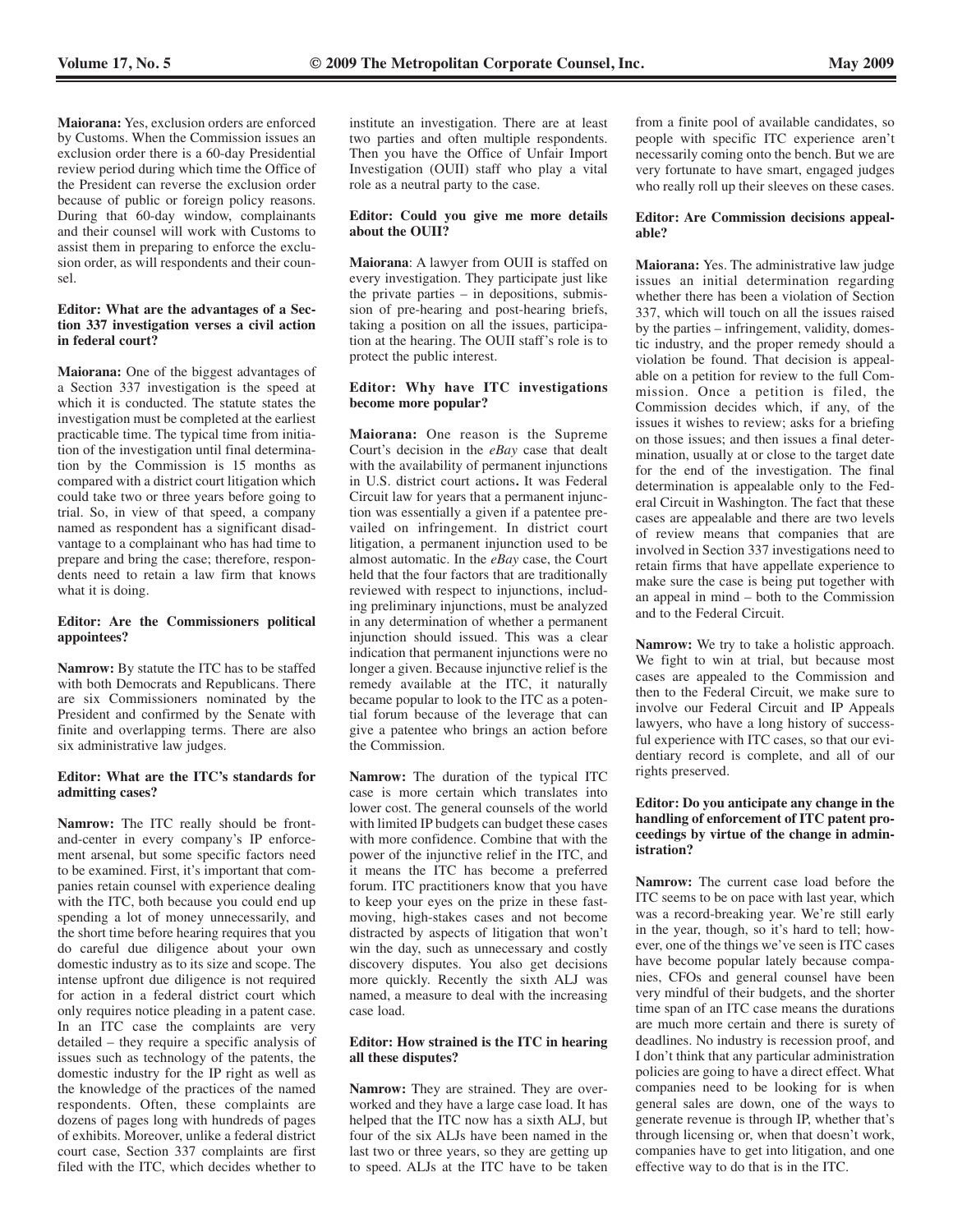**Maiorana:** Yes, exclusion orders are enforced by Customs. When the Commission issues an exclusion order there is a 60-day Presidential review period during which time the Office of the President can reverse the exclusion order because of public or foreign policy reasons. During that 60-day window, complainants and their counsel will work with Customs to assist them in preparing to enforce the exclusion order, as will respondents and their counsel.

**Editor: What are the advantages of a Section 337 investigation verses a civil action in federal court?**

**Maiorana:** One of the biggest advantages of a Section 337 investigation is the speed at which it is conducted. The statute states the investigation must be completed at the earliest practicable time. The typical time from initiation of the investigation until final determination by the Commission is 15 months as compared with a district court litigation which could take two or three years before going to trial. So, in view of that speed, a company named as respondent has a significant disadvantage to a complainant who has had time to prepare and bring the case; therefore, respondents need to retain a law firm that knows what it is doing.

**Editor: Are the Commissioners political appointees?**

**Namrow:** By statute the ITC has to be staffed with both Democrats and Republicans. There are six Commissioners nominated by the President and confirmed by the Senate with finite and overlapping terms. There are also six administrative law judges.

**Editor: What are the ITC's standards for admitting cases?**

**Namrow:** The ITC really should be front-and-center in every company's IP enforcement arsenal, but some specific factors need to be examined. First, it's important that companies retain counsel with experience dealing with the ITC, both because you could end up spending a lot of money unnecessarily, and the short time before hearing requires that you do careful due diligence about your own domestic industry as to its size and scope. The intense upfront due diligence is not required for action in a federal district court which only requires notice pleading in a patent case. In an ITC case the complaints are very detailed – they require a specific analysis of issues such as technology of the patents, the domestic industry for the IP right as well as the knowledge of the practices of the named respondents. Often, these complaints are dozens of pages long with hundreds of pages of exhibits. Moreover, unlike a federal district court case, Section 337 complaints are first filed with the ITC, which decides whether to institute an investigation. There are at least two parties and often multiple respondents. Then you have the Office of Unfair Import Investigation (OUII) staff who play a vital role as a neutral party to the case.

**Editor: Could you give me more details about the OUII?**

**Maiorana**: A lawyer from OUII is staffed on every investigation. They participate just like the private parties – in depositions, submission of pre-hearing and post-hearing briefs, taking a position on all the issues, participation at the hearing. The OUII staff's role is to protect the public interest.

**Editor: Why have ITC investigations become more popular?**

**Maiorana:** One reason is the Supreme Court's decision in the *eBay* case that dealt with the availability of permanent injunctions in U.S. district court actions**.** It was Federal Circuit law for years that a permanent injunction was essentially a given if a patentee prevailed on infringement. In district court litigation, a permanent injunction used to be almost automatic. In the *eBay* case, the Court held that the four factors that are traditionally reviewed with respect to injunctions, including preliminary injunctions, must be analyzed in any determination of whether a permanent injunction should issued. This was a clear indication that permanent injunctions were no longer a given. Because injunctive relief is the remedy available at the ITC, it naturally became popular to look to the ITC as a potential forum because of the leverage that can give a patentee who brings an action before the Commission.

**Namrow:** The duration of the typical ITC case is more certain which translates into lower cost. The general counsels of the world with limited IP budgets can budget these cases with more confidence. Combine that with the power of the injunctive relief in the ITC, and it means the ITC has become a preferred forum. ITC practitioners know that you have to keep your eyes on the prize in these fast-moving, high-stakes cases and not become distracted by aspects of litigation that won't win the day, such as unnecessary and costly discovery disputes. You also get decisions more quickly. Recently the sixth ALJ was named, a measure to deal with the increasing case load.

**Editor: How strained is the ITC in hearing all these disputes?**

**Namrow:** They are strained. They are overworked and they have a large case load. It has helped that the ITC now has a sixth ALJ, but four of the six ALJs have been named in the last two or three years, so they are getting up to speed. ALJs at the ITC have to be taken from a finite pool of available candidates, so people with specific ITC experience aren't necessarily coming onto the bench. But we are very fortunate to have smart, engaged judges who really roll up their sleeves on these cases.

**Editor: Are Commission decisions appealable?**

**Maiorana:** Yes. The administrative law judge issues an initial determination regarding whether there has been a violation of Section 337, which will touch on all the issues raised by the parties – infringement, validity, domestic industry, and the proper remedy should a violation be found. That decision is appealable on a petition for review to the full Commission. Once a petition is filed, the Commission decides which, if any, of the issues it wishes to review; asks for a briefing on those issues; and then issues a final determination, usually at or close to the target date for the end of the investigation. The final determination is appealable only to the Federal Circuit in Washington. The fact that these cases are appealable and there are two levels of review means that companies that are involved in Section 337 investigations need to retain firms that have appellate experience to make sure the case is being put together with an appeal in mind – both to the Commission and to the Federal Circuit.

**Namrow:** We try to take a holistic approach. We fight to win at trial, but because most cases are appealed to the Commission and then to the Federal Circuit, we make sure to involve our Federal Circuit and IP Appeals lawyers, who have a long history of successful experience with ITC cases, so that our evidentiary record is complete, and all of our rights preserved.

**Editor: Do you anticipate any change in the handling of enforcement of ITC patent proceedings by virtue of the change in administration?**

**Namrow:** The current case load before the ITC seems to be on pace with last year, which was a record-breaking year. We're still early in the year, though, so it's hard to tell; however, one of the things we've seen is ITC cases have become popular lately because companies, CFOs and general counsel have been very mindful of their budgets, and the shorter time span of an ITC case means the durations are much more certain and there is surety of deadlines. No industry is recession proof, and I don't think that any particular administration policies are going to have a direct effect. What companies need to be looking for is when general sales are down, one of the ways to generate revenue is through IP, whether that's through licensing or, when that doesn't work, companies have to get into litigation, and one effective way to do that is in the ITC.